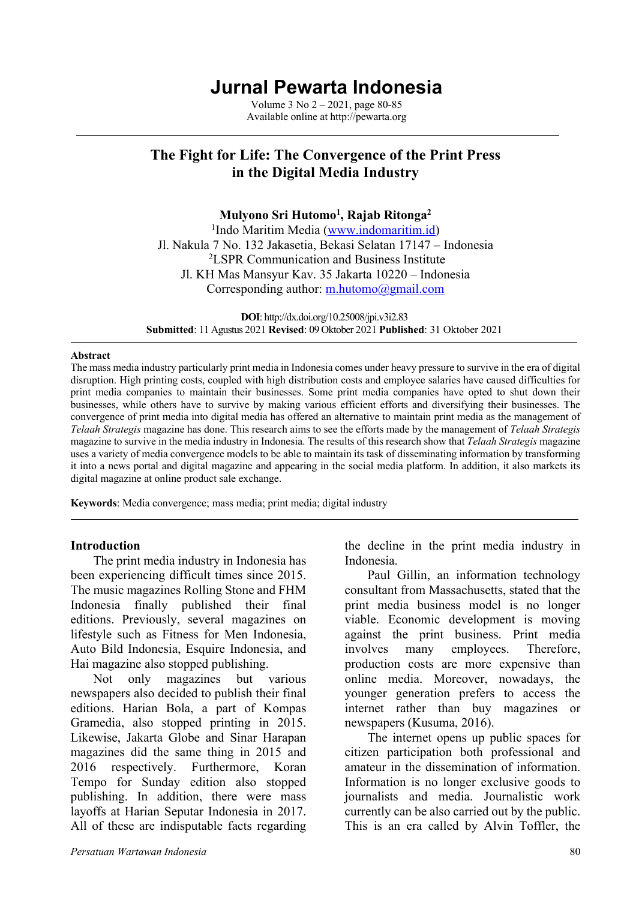# Jurnal Pewarta Indonesia

Volume 3 No 2 – 2021, page 80-85
Available online at http://pewarta.org

## The Fight for Life: The Convergence of the Print Press in the Digital Media Industry

**Mulyono Sri Hutomo[1], Rajab Ritonga[2]**

[1]Indo Maritim Media (www.indomaritim.id)
Jl. Nakula 7 No. 132 Jakasetia, Bekasi Selatan 17147 – Indonesia
[2]LSPR Communication and Business Institute
Jl. KH Mas Mansyur Kav. 35 Jakarta 10220 – Indonesia
Corresponding author: m.hutomo@gmail.com

**DOI**: http://dx.doi.org/10.25008/jpi.v3i2.83
**Submitted**: 11 Agustus 2021 **Revised**: 09 Oktober 2021 **Published**: 31 Oktober 2021

### Abstract

The mass media industry particularly print media in Indonesia comes under heavy pressure to survive in the era of digital disruption. High printing costs, coupled with high distribution costs and employee salaries have caused difficulties for print media companies to maintain their businesses. Some print media companies have opted to shut down their businesses, while others have to survive by making various efficient efforts and diversifying their businesses. The convergence of print media into digital media has offered an alternative to maintain print media as the management of *Telaah Strategis* magazine has done. This research aims to see the efforts made by the management of *Telaah Strategis* magazine to survive in the media industry in Indonesia. The results of this research show that *Telaah Strategis* magazine uses a variety of media convergence models to be able to maintain its task of disseminating information by transforming it into a news portal and digital magazine and appearing in the social media platform. In addition, it also markets its digital magazine at online product sale exchange.

**Keywords**: Media convergence; mass media; print media; digital industry

### Introduction

The print media industry in Indonesia has been experiencing difficult times since 2015. The music magazines Rolling Stone and FHM Indonesia finally published their final editions. Previously, several magazines on lifestyle such as Fitness for Men Indonesia, Auto Bild Indonesia, Esquire Indonesia, and Hai magazine also stopped publishing.

Not only magazines but various newspapers also decided to publish their final editions. Harian Bola, a part of Kompas Gramedia, also stopped printing in 2015. Likewise, Jakarta Globe and Sinar Harapan magazines did the same thing in 2015 and 2016 respectively. Furthermore, Koran Tempo for Sunday edition also stopped publishing. In addition, there were mass layoffs at Harian Seputar Indonesia in 2017. All of these are indisputable facts regarding the decline in the print media industry in Indonesia.

Paul Gillin, an information technology consultant from Massachusetts, stated that the print media business model is no longer viable. Economic development is moving against the print business. Print media involves many employees. Therefore, production costs are more expensive than online media. Moreover, nowadays, the younger generation prefers to access the internet rather than buy magazines or newspapers (Kusuma, 2016).

The internet opens up public spaces for citizen participation both professional and amateur in the dissemination of information. Information is no longer exclusive goods to journalists and media. Journalistic work currently can be also carried out by the public. This is an era called by Alvin Toffler, the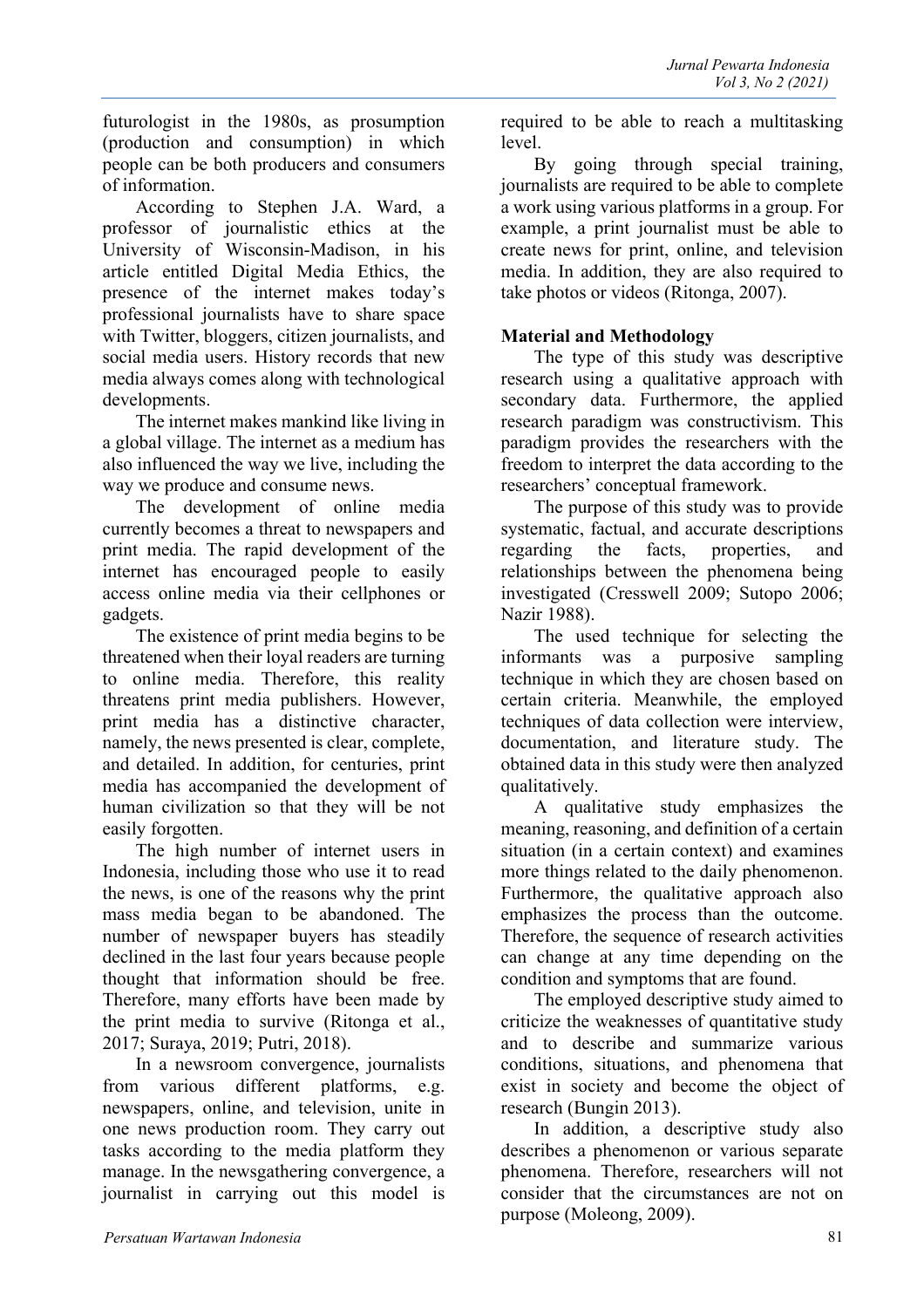futurologist in the 1980s, as prosumption (production and consumption) in which people can be both producers and consumers of information.

According to Stephen J.A. Ward, a professor of journalistic ethics at the University of Wisconsin-Madison, in his article entitled Digital Media Ethics, the presence of the internet makes today's professional journalists have to share space with Twitter, bloggers, citizen journalists, and social media users. History records that new media always comes along with technological developments.

The internet makes mankind like living in a global village. The internet as a medium has also influenced the way we live, including the way we produce and consume news.

The development of online media currently becomes a threat to newspapers and print media. The rapid development of the internet has encouraged people to easily access online media via their cellphones or gadgets.

The existence of print media begins to be threatened when their loyal readers are turning to online media. Therefore, this reality threatens print media publishers. However, print media has a distinctive character, namely, the news presented is clear, complete, and detailed. In addition, for centuries, print media has accompanied the development of human civilization so that they will be not easily forgotten.

The high number of internet users in Indonesia, including those who use it to read the news, is one of the reasons why the print mass media began to be abandoned. The number of newspaper buyers has steadily declined in the last four years because people thought that information should be free. Therefore, many efforts have been made by the print media to survive (Ritonga et al., 2017; Suraya, 2019; Putri, 2018).

In a newsroom convergence, journalists from various different platforms, e.g. newspapers, online, and television, unite in one news production room. They carry out tasks according to the media platform they manage. In the newsgathering convergence, a journalist in carrying out this model is required to be able to reach a multitasking level.

By going through special training, journalists are required to be able to complete a work using various platforms in a group. For example, a print journalist must be able to create news for print, online, and television media. In addition, they are also required to take photos or videos (Ritonga, 2007).

## Material and Methodology

The type of this study was descriptive research using a qualitative approach with secondary data. Furthermore, the applied research paradigm was constructivism. This paradigm provides the researchers with the freedom to interpret the data according to the researchers' conceptual framework.

The purpose of this study was to provide systematic, factual, and accurate descriptions regarding the facts, properties, and relationships between the phenomena being investigated (Cresswell 2009; Sutopo 2006; Nazir 1988).

The used technique for selecting the informants was a purposive sampling technique in which they are chosen based on certain criteria. Meanwhile, the employed techniques of data collection were interview, documentation, and literature study. The obtained data in this study were then analyzed qualitatively.

A qualitative study emphasizes the meaning, reasoning, and definition of a certain situation (in a certain context) and examines more things related to the daily phenomenon. Furthermore, the qualitative approach also emphasizes the process than the outcome. Therefore, the sequence of research activities can change at any time depending on the condition and symptoms that are found.

The employed descriptive study aimed to criticize the weaknesses of quantitative study and to describe and summarize various conditions, situations, and phenomena that exist in society and become the object of research (Bungin 2013).

In addition, a descriptive study also describes a phenomenon or various separate phenomena. Therefore, researchers will not consider that the circumstances are not on purpose (Moleong, 2009).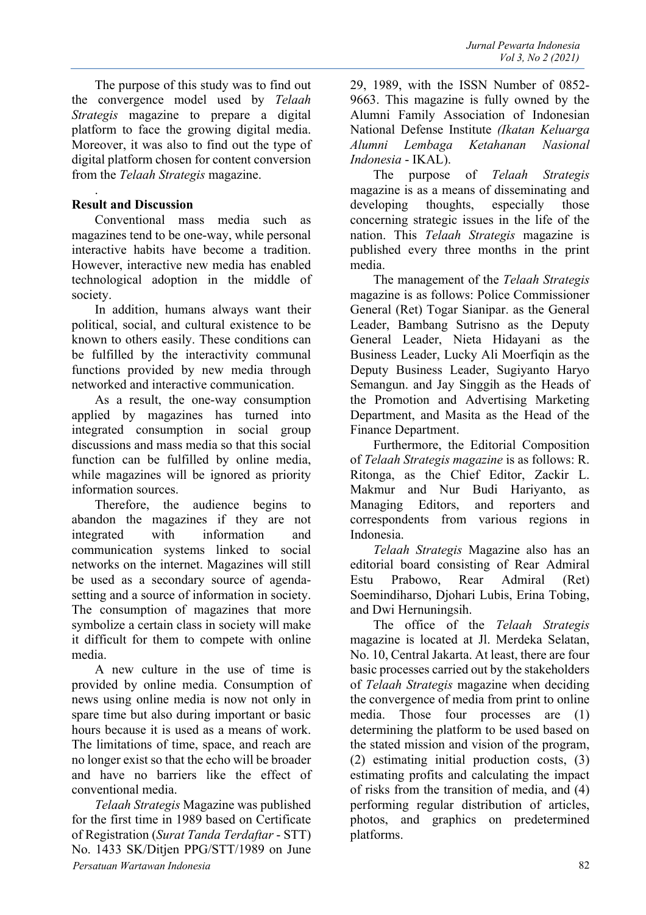The purpose of this study was to find out the convergence model used by *Telaah Strategis* magazine to prepare a digital platform to face the growing digital media. Moreover, it was also to find out the type of digital platform chosen for content conversion from the *Telaah Strategis* magazine.

.

**Result and Discussion**

Conventional mass media such as magazines tend to be one-way, while personal interactive habits have become a tradition. However, interactive new media has enabled technological adoption in the middle of society.

In addition, humans always want their political, social, and cultural existence to be known to others easily. These conditions can be fulfilled by the interactivity communal functions provided by new media through networked and interactive communication.

As a result, the one-way consumption applied by magazines has turned into integrated consumption in social group discussions and mass media so that this social function can be fulfilled by online media, while magazines will be ignored as priority information sources.

Therefore, the audience begins to abandon the magazines if they are not integrated with information and communication systems linked to social networks on the internet. Magazines will still be used as a secondary source of agenda-setting and a source of information in society. The consumption of magazines that more symbolize a certain class in society will make it difficult for them to compete with online media.

A new culture in the use of time is provided by online media. Consumption of news using online media is now not only in spare time but also during important or basic hours because it is used as a means of work. The limitations of time, space, and reach are no longer exist so that the echo will be broader and have no barriers like the effect of conventional media.

*Telaah Strategis* Magazine was published for the first time in 1989 based on Certificate of Registration (*Surat Tanda Terdaftar* - STT) No. 1433 SK/Ditjen PPG/STT/1989 on June 29, 1989, with the ISSN Number of 0852-9663. This magazine is fully owned by the Alumni Family Association of Indonesian National Defense Institute *(Ikatan Keluarga Alumni Lembaga Ketahanan Nasional Indonesia* - IKAL).

The purpose of *Telaah Strategis* magazine is as a means of disseminating and developing thoughts, especially those concerning strategic issues in the life of the nation. This *Telaah Strategis* magazine is published every three months in the print media.

The management of the *Telaah Strategis* magazine is as follows: Police Commissioner General (Ret) Togar Sianipar. as the General Leader, Bambang Sutrisno as the Deputy General Leader, Nieta Hidayani as the Business Leader, Lucky Ali Moerfiqin as the Deputy Business Leader, Sugiyanto Haryo Semangun. and Jay Singgih as the Heads of the Promotion and Advertising Marketing Department, and Masita as the Head of the Finance Department.

Furthermore, the Editorial Composition of *Telaah Strategis magazine* is as follows: R. Ritonga, as the Chief Editor, Zackir L. Makmur and Nur Budi Hariyanto, as Managing Editors, and reporters and correspondents from various regions in Indonesia.

*Telaah Strategis* Magazine also has an editorial board consisting of Rear Admiral Estu Prabowo, Rear Admiral (Ret) Soemindiharso, Djohari Lubis, Erina Tobing, and Dwi Hernuningsih.

The office of the *Telaah Strategis* magazine is located at Jl. Merdeka Selatan, No. 10, Central Jakarta. At least, there are four basic processes carried out by the stakeholders of *Telaah Strategis* magazine when deciding the convergence of media from print to online media. Those four processes are (1) determining the platform to be used based on the stated mission and vision of the program, (2) estimating initial production costs, (3) estimating profits and calculating the impact of risks from the transition of media, and (4) performing regular distribution of articles, photos, and graphics on predetermined platforms.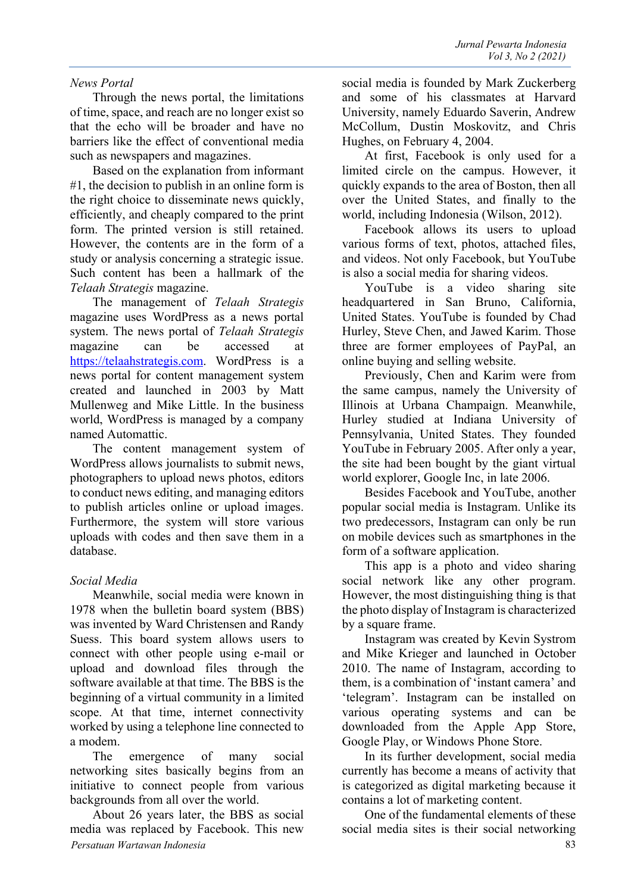*News Portal*

Through the news portal, the limitations of time, space, and reach are no longer exist so that the echo will be broader and have no barriers like the effect of conventional media such as newspapers and magazines.

Based on the explanation from informant #1, the decision to publish in an online form is the right choice to disseminate news quickly, efficiently, and cheaply compared to the print form. The printed version is still retained. However, the contents are in the form of a study or analysis concerning a strategic issue. Such content has been a hallmark of the *Telaah Strategis* magazine.

The management of *Telaah Strategis* magazine uses WordPress as a news portal system. The news portal of *Telaah Strategis* magazine can be accessed at https://telaahstrategis.com. WordPress is a news portal for content management system created and launched in 2003 by Matt Mullenweg and Mike Little. In the business world, WordPress is managed by a company named Automattic.

The content management system of WordPress allows journalists to submit news, photographers to upload news photos, editors to conduct news editing, and managing editors to publish articles online or upload images. Furthermore, the system will store various uploads with codes and then save them in a database.

*Social Media*

Meanwhile, social media were known in 1978 when the bulletin board system (BBS) was invented by Ward Christensen and Randy Suess. This board system allows users to connect with other people using e-mail or upload and download files through the software available at that time. The BBS is the beginning of a virtual community in a limited scope. At that time, internet connectivity worked by using a telephone line connected to a modem.

The emergence of many social networking sites basically begins from an initiative to connect people from various backgrounds from all over the world.

About 26 years later, the BBS as social media was replaced by Facebook. This new social media is founded by Mark Zuckerberg and some of his classmates at Harvard University, namely Eduardo Saverin, Andrew McCollum, Dustin Moskovitz, and Chris Hughes, on February 4, 2004.

At first, Facebook is only used for a limited circle on the campus. However, it quickly expands to the area of Boston, then all over the United States, and finally to the world, including Indonesia (Wilson, 2012).

Facebook allows its users to upload various forms of text, photos, attached files, and videos. Not only Facebook, but YouTube is also a social media for sharing videos.

YouTube is a video sharing site headquartered in San Bruno, California, United States. YouTube is founded by Chad Hurley, Steve Chen, and Jawed Karim. Those three are former employees of PayPal, an online buying and selling website.

Previously, Chen and Karim were from the same campus, namely the University of Illinois at Urbana Champaign. Meanwhile, Hurley studied at Indiana University of Pennsylvania, United States. They founded YouTube in February 2005. After only a year, the site had been bought by the giant virtual world explorer, Google Inc, in late 2006.

Besides Facebook and YouTube, another popular social media is Instagram. Unlike its two predecessors, Instagram can only be run on mobile devices such as smartphones in the form of a software application.

This app is a photo and video sharing social network like any other program. However, the most distinguishing thing is that the photo display of Instagram is characterized by a square frame.

Instagram was created by Kevin Systrom and Mike Krieger and launched in October 2010. The name of Instagram, according to them, is a combination of 'instant camera' and 'telegram'. Instagram can be installed on various operating systems and can be downloaded from the Apple App Store, Google Play, or Windows Phone Store.

In its further development, social media currently has become a means of activity that is categorized as digital marketing because it contains a lot of marketing content.

One of the fundamental elements of these social media sites is their social networking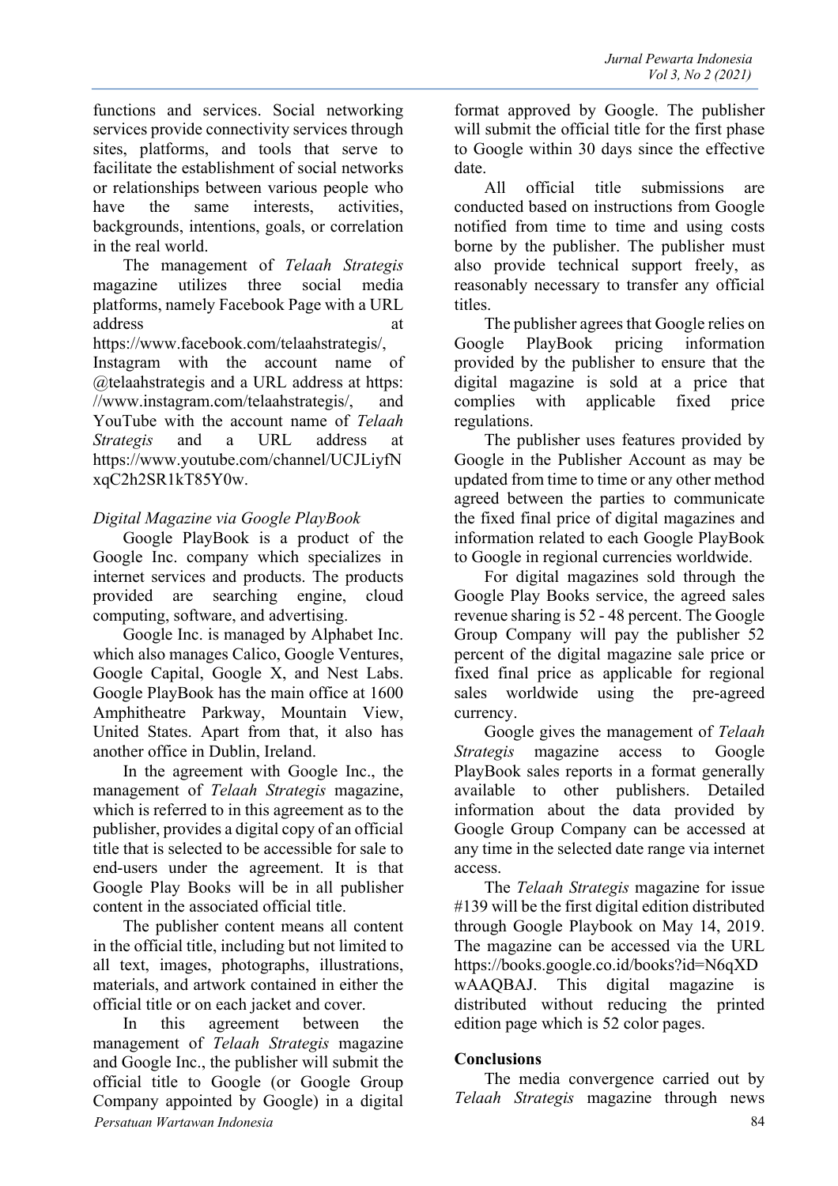functions and services. Social networking services provide connectivity services through sites, platforms, and tools that serve to facilitate the establishment of social networks or relationships between various people who have the same interests, activities, backgrounds, intentions, goals, or correlation in the real world.

The management of *Telaah Strategis* magazine utilizes three social media platforms, namely Facebook Page with a URL address at https://www.facebook.com/telaahstrategis/, Instagram with the account name of @telaahstrategis and a URL address at https: //www.instagram.com/telaahstrategis/, and YouTube with the account name of *Telaah Strategis* and a URL address at https://www.youtube.com/channel/UCJLiyfNxqC2h2SR1kT85Y0w.

*Digital Magazine via Google PlayBook*

Google PlayBook is a product of the Google Inc. company which specializes in internet services and products. The products provided are searching engine, cloud computing, software, and advertising.

Google Inc. is managed by Alphabet Inc. which also manages Calico, Google Ventures, Google Capital, Google X, and Nest Labs. Google PlayBook has the main office at 1600 Amphitheatre Parkway, Mountain View, United States. Apart from that, it also has another office in Dublin, Ireland.

In the agreement with Google Inc., the management of *Telaah Strategis* magazine, which is referred to in this agreement as to the publisher, provides a digital copy of an official title that is selected to be accessible for sale to end-users under the agreement. It is that Google Play Books will be in all publisher content in the associated official title.

The publisher content means all content in the official title, including but not limited to all text, images, photographs, illustrations, materials, and artwork contained in either the official title or on each jacket and cover.

In this agreement between the management of *Telaah Strategis* magazine and Google Inc., the publisher will submit the official title to Google (or Google Group Company appointed by Google) in a digital format approved by Google. The publisher will submit the official title for the first phase to Google within 30 days since the effective date.

All official title submissions are conducted based on instructions from Google notified from time to time and using costs borne by the publisher. The publisher must also provide technical support freely, as reasonably necessary to transfer any official titles.

The publisher agrees that Google relies on Google PlayBook pricing information provided by the publisher to ensure that the digital magazine is sold at a price that complies with applicable fixed price regulations.

The publisher uses features provided by Google in the Publisher Account as may be updated from time to time or any other method agreed between the parties to communicate the fixed final price of digital magazines and information related to each Google PlayBook to Google in regional currencies worldwide.

For digital magazines sold through the Google Play Books service, the agreed sales revenue sharing is 52 - 48 percent. The Google Group Company will pay the publisher 52 percent of the digital magazine sale price or fixed final price as applicable for regional sales worldwide using the pre-agreed currency.

Google gives the management of *Telaah Strategis* magazine access to Google PlayBook sales reports in a format generally available to other publishers. Detailed information about the data provided by Google Group Company can be accessed at any time in the selected date range via internet access.

The *Telaah Strategis* magazine for issue #139 will be the first digital edition distributed through Google Playbook on May 14, 2019. The magazine can be accessed via the URL https://books.google.co.id/books?id=N6qXDwAAQBAJ. This digital magazine is distributed without reducing the printed edition page which is 52 color pages.

**Conclusions**

The media convergence carried out by *Telaah Strategis* magazine through news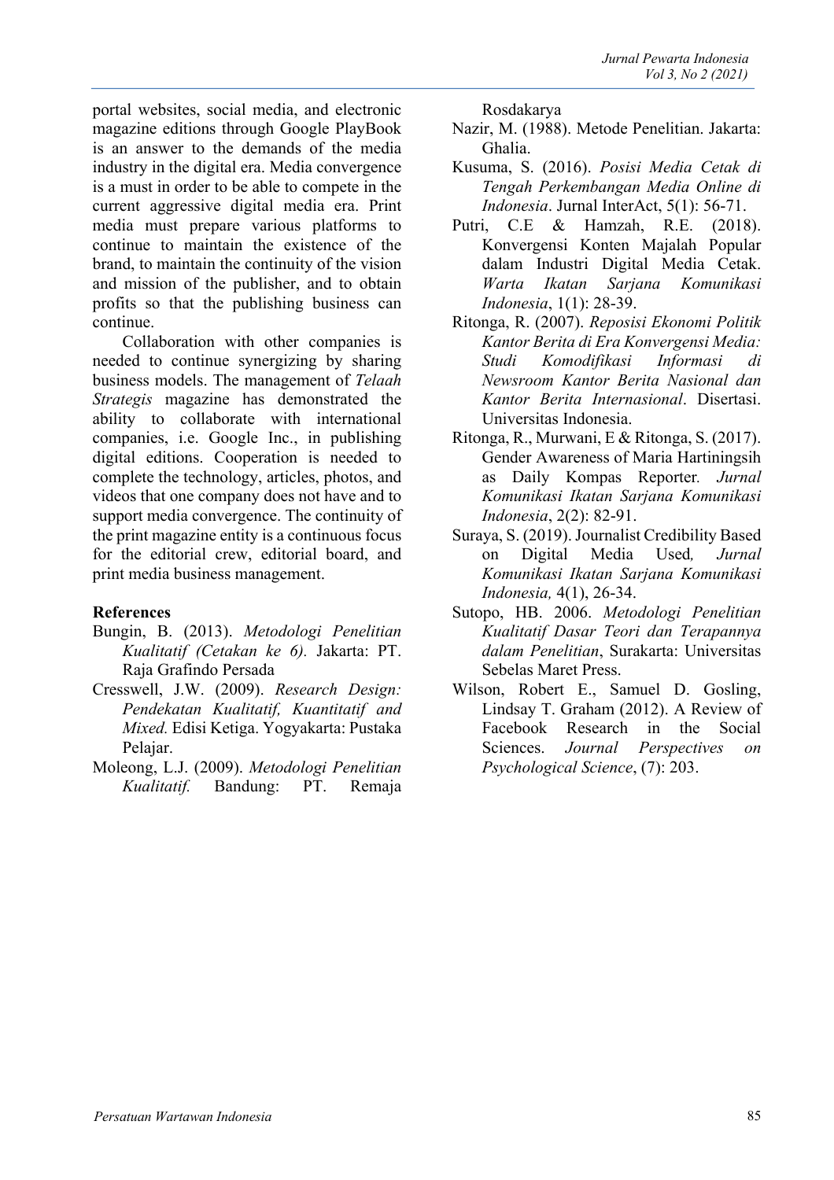portal websites, social media, and electronic magazine editions through Google PlayBook is an answer to the demands of the media industry in the digital era. Media convergence is a must in order to be able to compete in the current aggressive digital media era. Print media must prepare various platforms to continue to maintain the existence of the brand, to maintain the continuity of the vision and mission of the publisher, and to obtain profits so that the publishing business can continue.

Collaboration with other companies is needed to continue synergizing by sharing business models. The management of *Telaah Strategis* magazine has demonstrated the ability to collaborate with international companies, i.e. Google Inc., in publishing digital editions. Cooperation is needed to complete the technology, articles, photos, and videos that one company does not have and to support media convergence. The continuity of the print magazine entity is a continuous focus for the editorial crew, editorial board, and print media business management.

## References

Bungin, B. (2013). *Metodologi Penelitian Kualitatif (Cetakan ke 6).* Jakarta: PT. Raja Grafindo Persada

Cresswell, J.W. (2009). *Research Design: Pendekatan Kualitatif, Kuantitatif and Mixed.* Edisi Ketiga. Yogyakarta: Pustaka Pelajar.

Moleong, L.J. (2009). *Metodologi Penelitian Kualitatif.* Bandung: PT. Remaja Rosdakarya

Nazir, M. (1988). Metode Penelitian. Jakarta: Ghalia.

Kusuma, S. (2016). *Posisi Media Cetak di Tengah Perkembangan Media Online di Indonesia*. Jurnal InterAct, 5(1): 56-71.

Putri, C.E & Hamzah, R.E. (2018). Konvergensi Konten Majalah Popular dalam Industri Digital Media Cetak. *Warta Ikatan Sarjana Komunikasi Indonesia*, 1(1): 28-39.

Ritonga, R. (2007). *Reposisi Ekonomi Politik Kantor Berita di Era Konvergensi Media: Studi Komodifikasi Informasi di Newsroom Kantor Berita Nasional dan Kantor Berita Internasional*. Disertasi. Universitas Indonesia.

Ritonga, R., Murwani, E & Ritonga, S. (2017). Gender Awareness of Maria Hartiningsih as Daily Kompas Reporter*. Jurnal Komunikasi Ikatan Sarjana Komunikasi Indonesia*, 2(2): 82-91.

Suraya, S. (2019). Journalist Credibility Based on Digital Media Used*, Jurnal Komunikasi Ikatan Sarjana Komunikasi Indonesia,* 4(1), 26-34.

Sutopo, HB. 2006. *Metodologi Penelitian Kualitatif Dasar Teori dan Terapannya dalam Penelitian*, Surakarta: Universitas Sebelas Maret Press.

Wilson, Robert E., Samuel D. Gosling, Lindsay T. Graham (2012). A Review of Facebook Research in the Social Sciences. *Journal Perspectives on Psychological Science*, (7): 203.